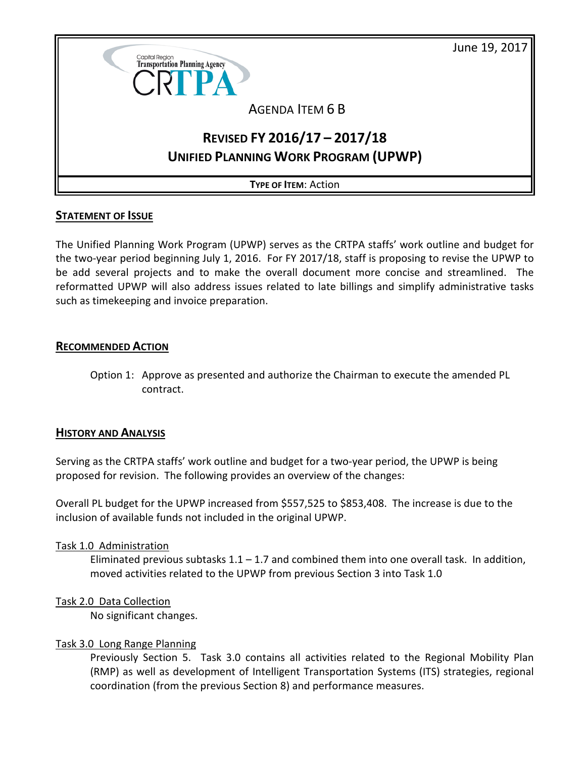June 19, 2017

Capital Region Transportation Planning Agency CRTPA

AGENDA ITEM 6 B

# REVISED FY 2016/17 – 2017/18 UNIFIED PLANNING WORK PROGRAM (UPWP)

**TYPE OF ITEM**: Action

## STATEMENT OF ISSUE

The Unified Planning Work Program (UPWP) serves as the CRTPA staffs' work outline and budget for the two-year period beginning July 1, 2016. For FY 2017/18, staff is proposing to revise the UPWP to be add several projects and to make the overall document more concise and streamlined. The reformatted UPWP will also address issues related to late billings and simplify administrative tasks such as timekeeping and invoice preparation.

## RECOMMENDED ACTION

Option 1: Approve as presented and authorize the Chairman to execute the amended PL contract.

## HISTORY AND ANALYSIS

Serving as the CRTPA staffs' work outline and budget for a two-year period, the UPWP is being proposed for revision. The following provides an overview of the changes:

Overall PL budget for the UPWP increased from $557,525 to $853,408. The increase is due to the inclusion of available funds not included in the original UPWP.

Task 1.0 Administration

Eliminated previous subtasks 1.1 – 1.7 and combined them into one overall task. In addition, moved activities related to the UPWP from previous Section 3 into Task 1.0

Task 2.0 Data Collection

No significant changes.

Task 3.0 Long Range Planning

Previously Section 5. Task 3.0 contains all activities related to the Regional Mobility Plan (RMP) as well as development of Intelligent Transportation Systems (ITS) strategies, regional coordination (from the previous Section 8) and performance measures.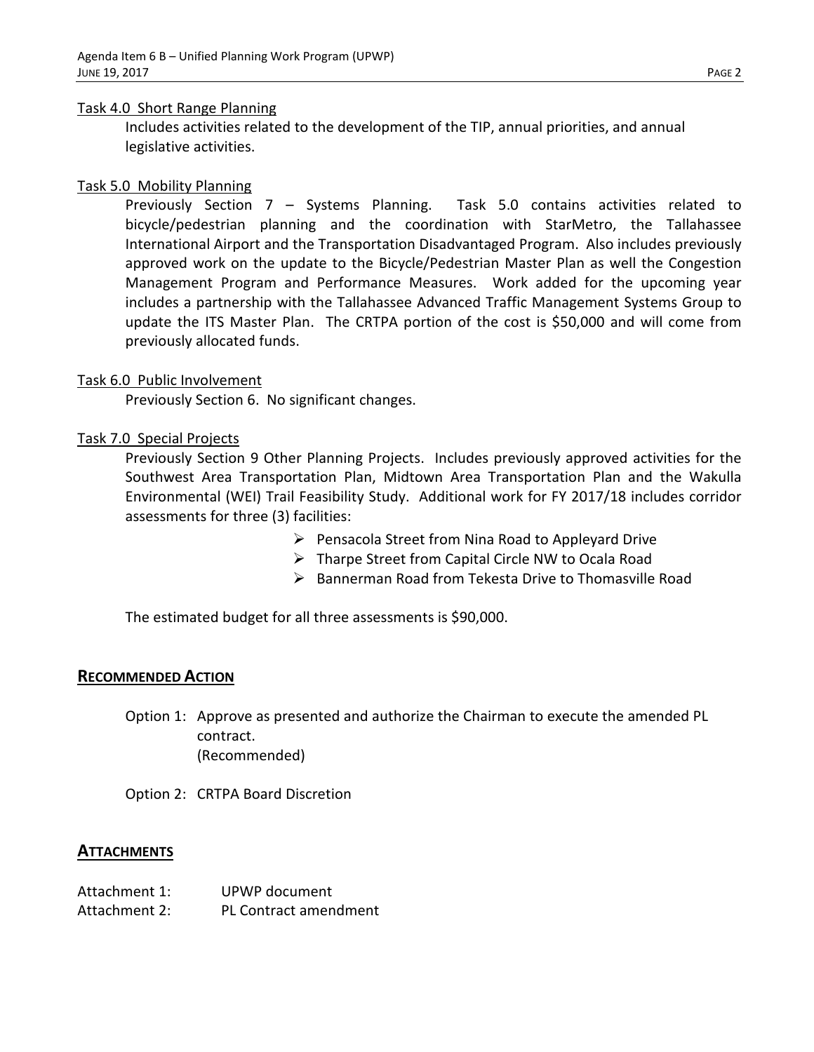Task 4.0 Short Range Planning

Includes activities related to the development of the TIP, annual priorities, and annual legislative activities.

Task 5.0 Mobility Planning

Previously Section 7 – Systems Planning. Task 5.0 contains activities related to bicycle/pedestrian planning and the coordination with StarMetro, the Tallahassee International Airport and the Transportation Disadvantaged Program. Also includes previously approved work on the update to the Bicycle/Pedestrian Master Plan as well the Congestion Management Program and Performance Measures. Work added for the upcoming year includes a partnership with the Tallahassee Advanced Traffic Management Systems Group to update the ITS Master Plan. The CRTPA portion of the cost is $50,000 and will come from previously allocated funds.

Task 6.0 Public Involvement

Previously Section 6. No significant changes.

Task 7.0 Special Projects

Previously Section 9 Other Planning Projects. Includes previously approved activities for the Southwest Area Transportation Plan, Midtown Area Transportation Plan and the Wakulla Environmental (WEI) Trail Feasibility Study. Additional work for FY 2017/18 includes corridor assessments for three (3) facilities:

- Pensacola Street from Nina Road to Appleyard Drive
- Tharpe Street from Capital Circle NW to Ocala Road
- Bannerman Road from Tekesta Drive to Thomasville Road

The estimated budget for all three assessments is $90,000.

## RECOMMENDED ACTION

Option 1: Approve as presented and authorize the Chairman to execute the amended PL contract.
(Recommended)

Option 2: CRTPA Board Discretion

## ATTACHMENTS

Attachment 1: UPWP document
Attachment 2: PL Contract amendment